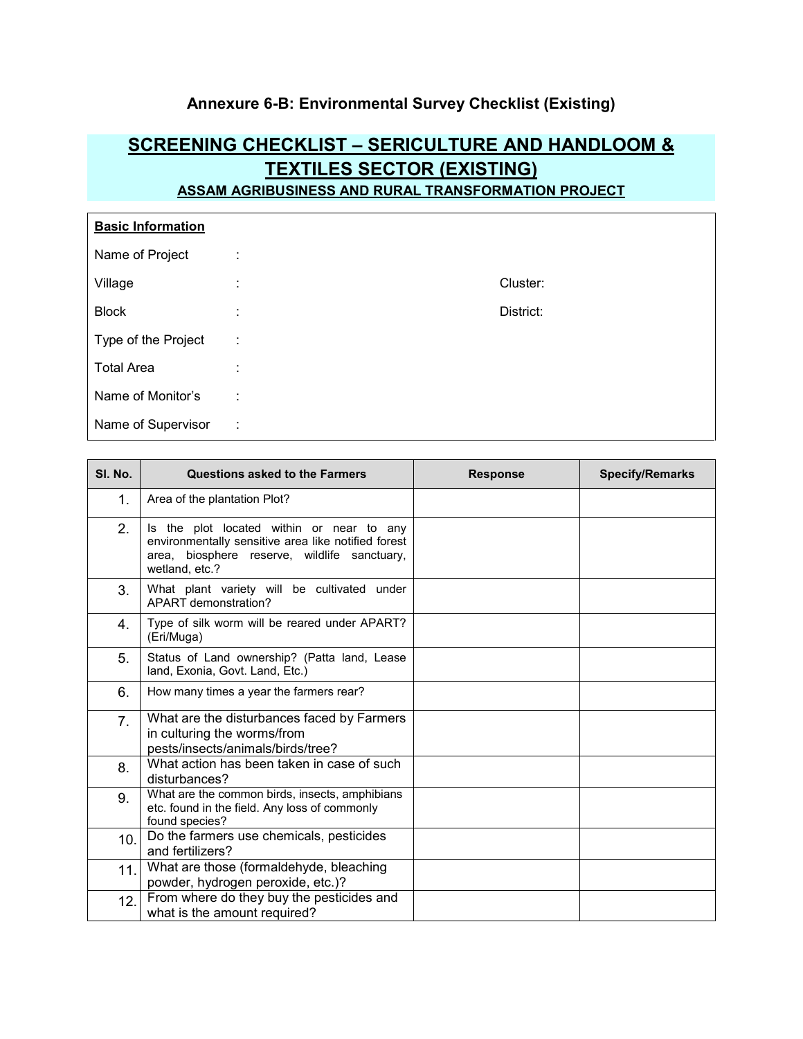## Annexure 6-B: Environmental Survey Checklist (Existing)

# SCREENING CHECKLIST – SERICULTURE AND HANDLOOM & TEXTILES SECTOR (EXISTING)

### ASSAM AGRIBUSINESS AND RURAL TRANSFORMATION PROJECT

**Basic Information**

| | | | |
|---|---|---|---|
| Name of Project | : | | |
| Village | : | Cluster: | |
| Block | : | District: | |
| Type of the Project | : | | |
| Total Area | : | | |
| Name of Monitor's | : | | |
| Name of Supervisor | : | | |

| Sl. No. | Questions asked to the Farmers | Response | Specify/Remarks |
|---|---|---|---|
| 1. | Area of the plantation Plot? | | |
| 2. | Is the plot located within or near to any environmentally sensitive area like notified forest area, biosphere reserve, wildlife sanctuary, wetland, etc.? | | |
| 3. | What plant variety will be cultivated under APART demonstration? | | |
| 4. | Type of silk worm will be reared under APART? (Eri/Muga) | | |
| 5. | Status of Land ownership? (Patta land, Lease land, Exonia, Govt. Land, Etc.) | | |
| 6. | How many times a year the farmers rear? | | |
| 7. | What are the disturbances faced by Farmers in culturing the worms/from pests/insects/animals/birds/tree? | | |
| 8. | What action has been taken in case of such disturbances? | | |
| 9. | What are the common birds, insects, amphibians etc. found in the field. Any loss of commonly found species? | | |
| 10. | Do the farmers use chemicals, pesticides and fertilizers? | | |
| 11. | What are those (formaldehyde, bleaching powder, hydrogen peroxide, etc.)? | | |
| 12. | From where do they buy the pesticides and what is the amount required? | | |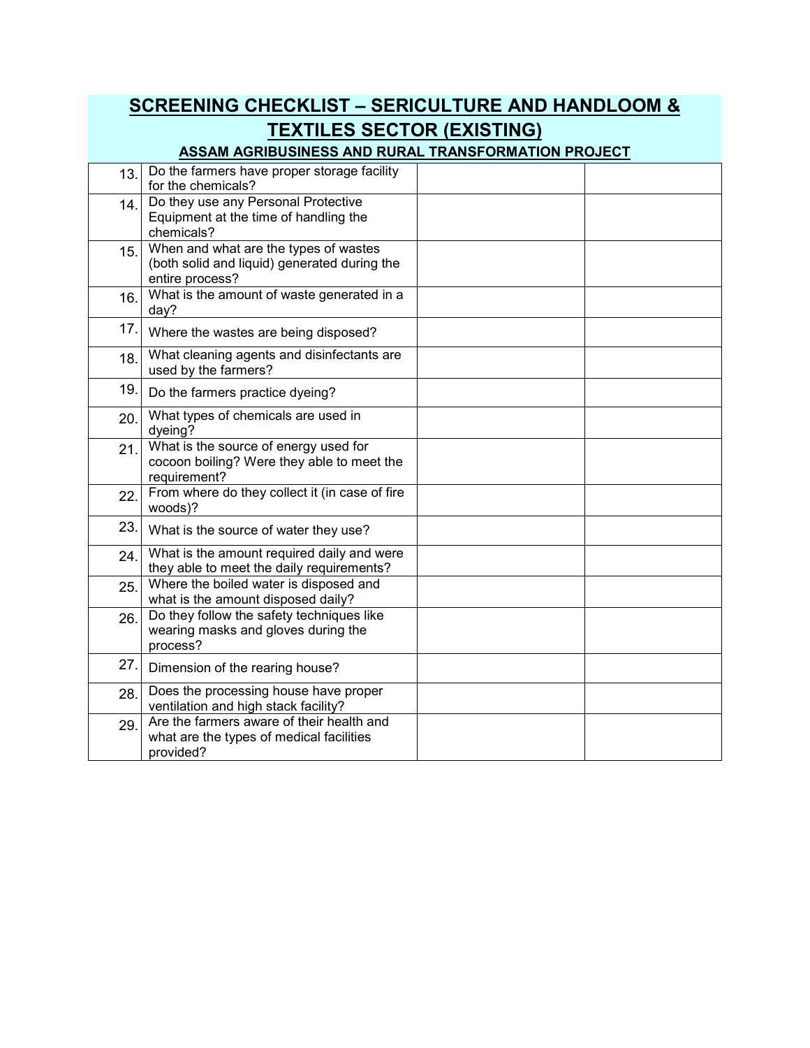## SCREENING CHECKLIST – SERICULTURE AND HANDLOOM & TEXTILES SECTOR (EXISTING)

### ASSAM AGRIBUSINESS AND RURAL TRANSFORMATION PROJECT

| | | | |
|---|---|---|---|
| 13. | Do the farmers have proper storage facility for the chemicals? | | |
| 14. | Do they use any Personal Protective Equipment at the time of handling the chemicals? | | |
| 15. | When and what are the types of wastes (both solid and liquid) generated during the entire process? | | |
| 16. | What is the amount of waste generated in a day? | | |
| 17. | Where the wastes are being disposed? | | |
| 18. | What cleaning agents and disinfectants are used by the farmers? | | |
| 19. | Do the farmers practice dyeing? | | |
| 20. | What types of chemicals are used in dyeing? | | |
| 21. | What is the source of energy used for cocoon boiling? Were they able to meet the requirement? | | |
| 22. | From where do they collect it (in case of fire woods)? | | |
| 23. | What is the source of water they use? | | |
| 24. | What is the amount required daily and were they able to meet the daily requirements? | | |
| 25. | Where the boiled water is disposed and what is the amount disposed daily? | | |
| 26. | Do they follow the safety techniques like wearing masks and gloves during the process? | | |
| 27. | Dimension of the rearing house? | | |
| 28. | Does the processing house have proper ventilation and high stack facility? | | |
| 29. | Are the farmers aware of their health and what are the types of medical facilities provided? | | |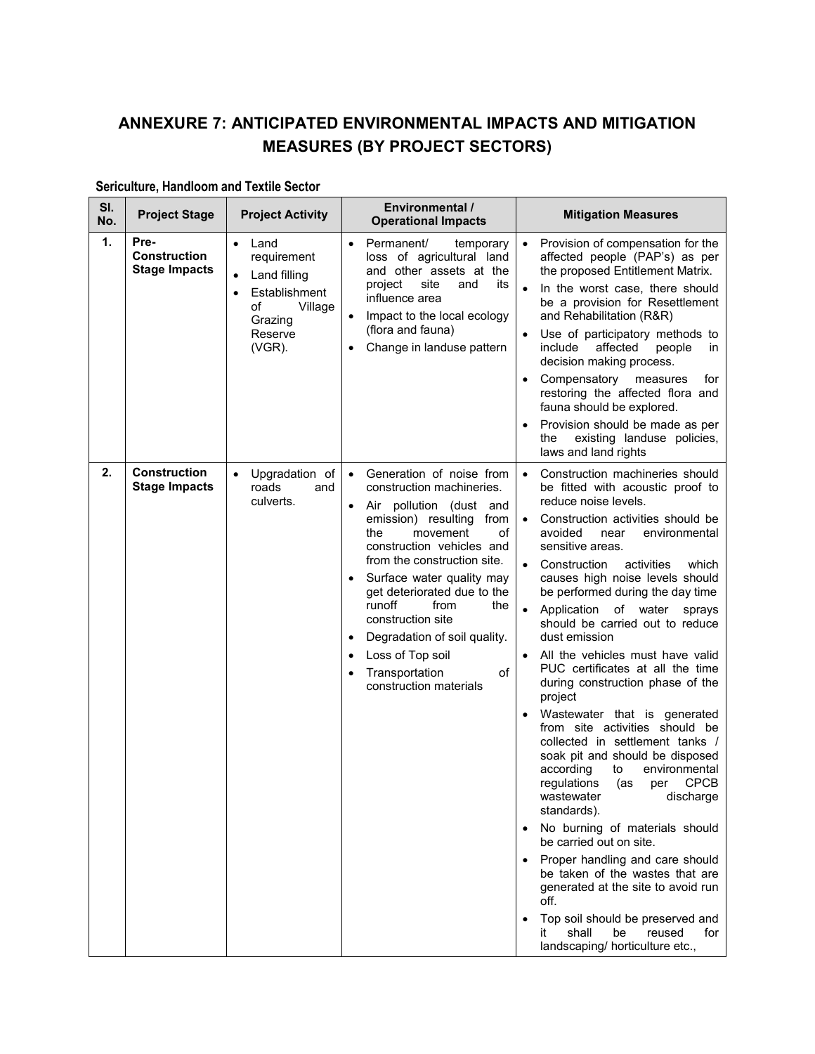# ANNEXURE 7: ANTICIPATED ENVIRONMENTAL IMPACTS AND MITIGATION MEASURES (BY PROJECT SECTORS)

### Sericulture, Handloom and Textile Sector

| Sl. No. | Project Stage | Project Activity | Environmental / Operational Impacts | Mitigation Measures |
|---|---|---|---|---|
| 1. | Pre-Construction Stage Impacts | • Land requirement<br>• Land filling<br>• Establishment of Village Grazing Reserve (VGR). | • Permanent/ temporary loss of agricultural land and other assets at the project site and its influence area<br>• Impact to the local ecology (flora and fauna)<br>• Change in landuse pattern | • Provision of compensation for the affected people (PAP's) as per the proposed Entitlement Matrix.<br>• In the worst case, there should be a provision for Resettlement and Rehabilitation (R&R)<br>• Use of participatory methods to include affected people in decision making process.<br>• Compensatory measures for restoring the affected flora and fauna should be explored.<br>• Provision should be made as per the existing landuse policies, laws and land rights |
| 2. | Construction Stage Impacts | • Upgradation of roads and culverts. | • Generation of noise from construction machineries.<br>• Air pollution (dust and emission) resulting from the movement of construction vehicles and from the construction site.<br>• Surface water quality may get deteriorated due to the runoff from the construction site<br>• Degradation of soil quality.<br>• Loss of Top soil<br>• Transportation of construction materials | • Construction machineries should be fitted with acoustic proof to reduce noise levels.<br>• Construction activities should be avoided near environmental sensitive areas.<br>• Construction activities which causes high noise levels should be performed during the day time<br>• Application of water sprays should be carried out to reduce dust emission<br>• All the vehicles must have valid PUC certificates at all the time during construction phase of the project<br>• Wastewater that is generated from site activities should be collected in settlement tanks / soak pit and should be disposed according to environmental regulations (as per CPCB wastewater discharge standards).<br>• No burning of materials should be carried out on site.<br>• Proper handling and care should be taken of the wastes that are generated at the site to avoid run off.<br>• Top soil should be preserved and it shall be reused for landscaping/ horticulture etc., |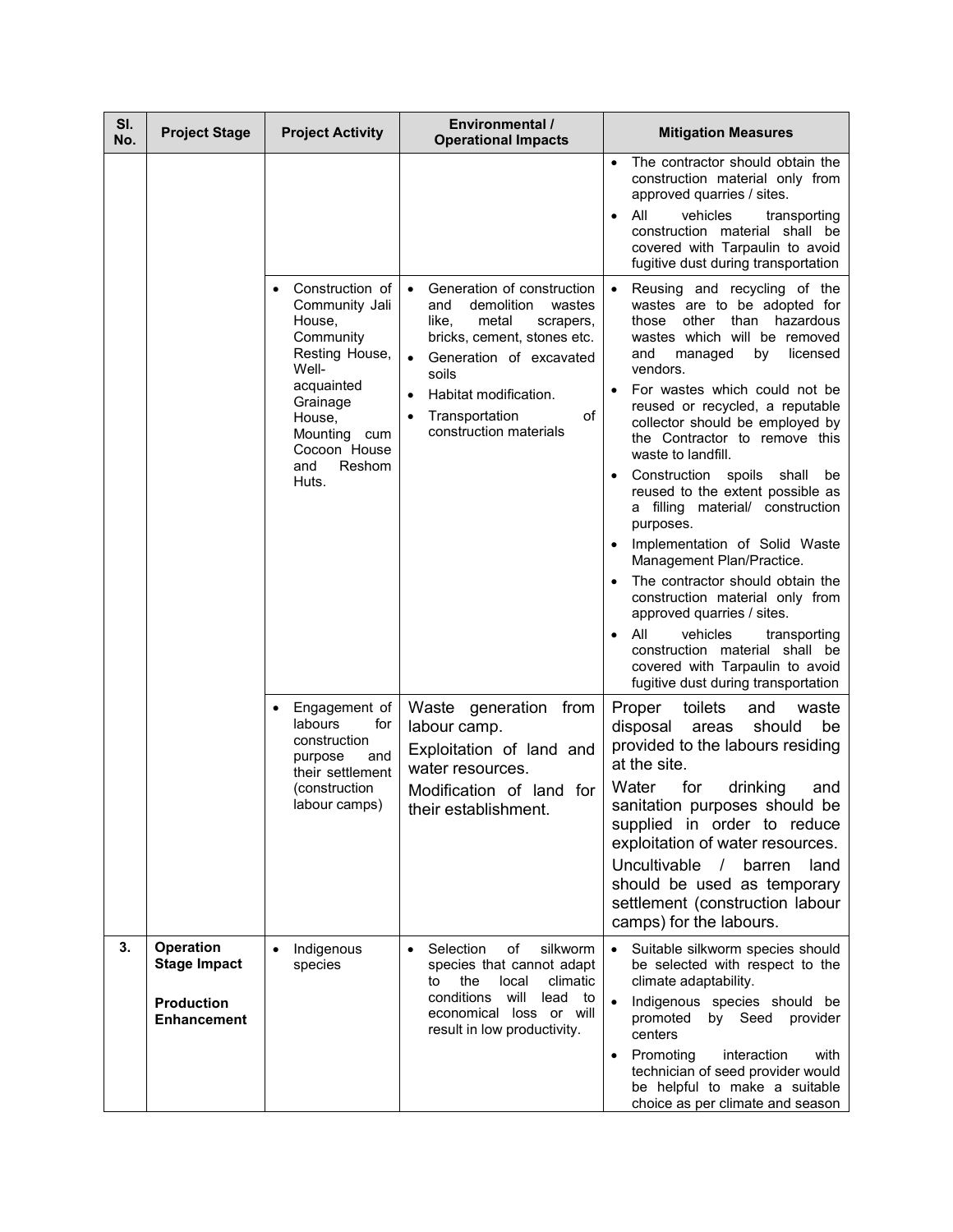| Sl. No. | Project Stage | Project Activity | Environmental / Operational Impacts | Mitigation Measures |
|---|---|---|---|---|
| | | | | • The contractor should obtain the construction material only from approved quarries / sites.<br>• All vehicles transporting construction material shall be covered with Tarpaulin to avoid fugitive dust during transportation |
| | | • Construction of Community Jali House, Community Resting House, Well-acquainted Grainage House, Mounting cum Cocoon House and Reshom Huts. | • Generation of construction and demolition wastes like, metal scrapers, bricks, cement, stones etc.<br>• Generation of excavated soils<br>• Habitat modification.<br>• Transportation of construction materials | • Reusing and recycling of the wastes are to be adopted for those other than hazardous wastes which will be removed and managed by licensed vendors.<br>• For wastes which could not be reused or recycled, a reputable collector should be employed by the Contractor to remove this waste to landfill.<br>• Construction spoils shall be reused to the extent possible as a filling material/ construction purposes.<br>• Implementation of Solid Waste Management Plan/Practice.<br>• The contractor should obtain the construction material only from approved quarries / sites.<br>• All vehicles transporting construction material shall be covered with Tarpaulin to avoid fugitive dust during transportation |
| | | • Engagement of labours for construction purpose and their settlement (construction labour camps) | Waste generation from labour camp.<br>Exploitation of land and water resources.<br>Modification of land for their establishment. | Proper toilets and waste disposal areas should be provided to the labours residing at the site.<br>Water for drinking and sanitation purposes should be supplied in order to reduce exploitation of water resources.<br>Uncultivable / barren land should be used as temporary settlement (construction labour camps) for the labours. |
| **3.** | **Operation Stage Impact**<br><br>**Production Enhancement** | • Indigenous species | • Selection of silkworm species that cannot adapt to the local climatic conditions will lead to economical loss or will result in low productivity. | • Suitable silkworm species should be selected with respect to the climate adaptability.<br>• Indigenous species should be promoted by Seed provider centers<br>• Promoting interaction with technician of seed provider would be helpful to make a suitable choice as per climate and season |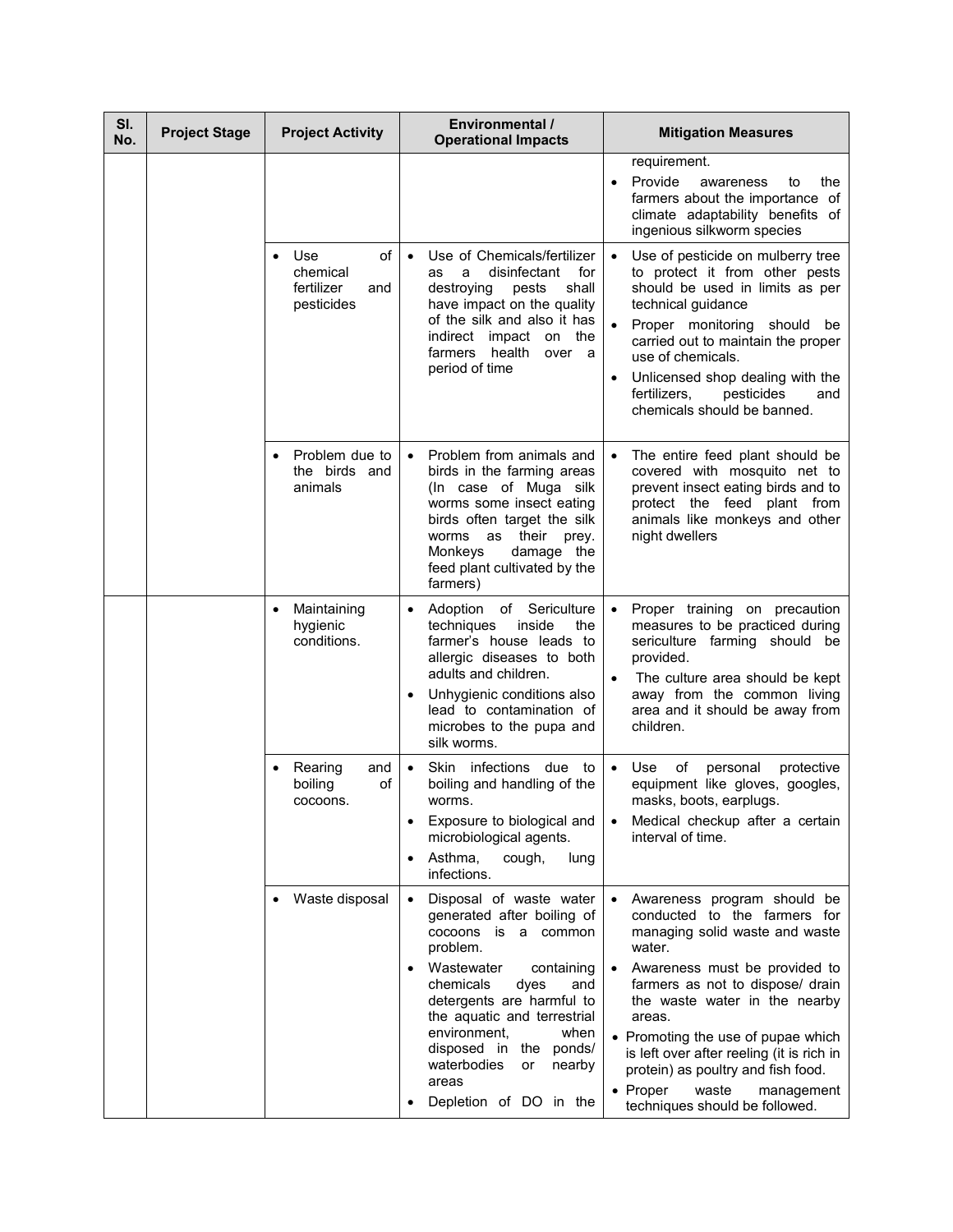| Sl. No. | Project Stage | Project Activity | Environmental / Operational Impacts | Mitigation Measures |
|---|---|---|---|---|
| | | | | requirement.<br>• Provide awareness to the farmers about the importance of climate adaptability benefits of ingenious silkworm species |
| | | • Use of chemical fertilizer and pesticides | • Use of Chemicals/fertilizer as a disinfectant for destroying pests shall have impact on the quality of the silk and also it has indirect impact on the farmers health over a period of time | • Use of pesticide on mulberry tree to protect it from other pests should be used in limits as per technical guidance<br>• Proper monitoring should be carried out to maintain the proper use of chemicals.<br>• Unlicensed shop dealing with the fertilizers, pesticides and chemicals should be banned. |
| | | • Problem due to the birds and animals | • Problem from animals and birds in the farming areas (In case of Muga silk worms some insect eating birds often target the silk worms as their prey. Monkeys damage the feed plant cultivated by the farmers) | • The entire feed plant should be covered with mosquito net to prevent insect eating birds and to protect the feed plant from animals like monkeys and other night dwellers |
| | | • Maintaining hygienic conditions. | • Adoption of Sericulture techniques inside the farmer's house leads to allergic diseases to both adults and children.<br>• Unhygienic conditions also lead to contamination of microbes to the pupa and silk worms. | • Proper training on precaution measures to be practiced during sericulture farming should be provided.<br>• The culture area should be kept away from the common living area and it should be away from children. |
| | | • Rearing and boiling of cocoons. | • Skin infections due to boiling and handling of the worms.<br>• Exposure to biological and microbiological agents.<br>• Asthma, cough, lung infections. | • Use of personal protective equipment like gloves, googles, masks, boots, earplugs.<br>• Medical checkup after a certain interval of time. |
| | | • Waste disposal | • Disposal of waste water generated after boiling of cocoons is a common problem.<br>• Wastewater containing chemicals dyes and detergents are harmful to the aquatic and terrestrial environment, when disposed in the ponds/ waterbodies or nearby areas<br>• Depletion of DO in the | • Awareness program should be conducted to the farmers for managing solid waste and waste water.<br>• Awareness must be provided to farmers as not to dispose/ drain the waste water in the nearby areas.<br>• Promoting the use of pupae which is left over after reeling (it is rich in protein) as poultry and fish food.<br>• Proper waste management techniques should be followed. |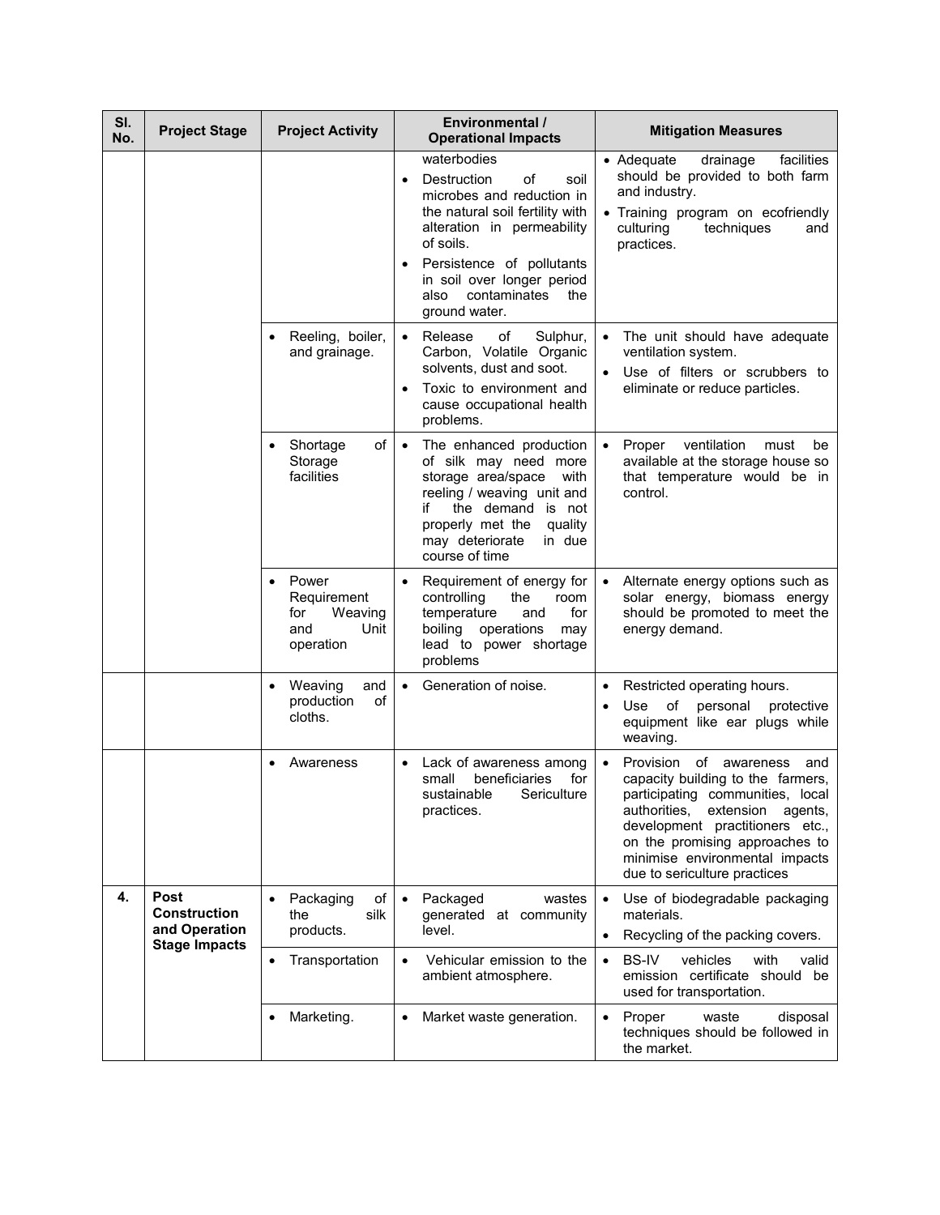| Sl. No. | Project Stage | Project Activity | Environmental / Operational Impacts | Mitigation Measures |
|---|---|---|---|---|
| | | | waterbodies<br>• Destruction of soil microbes and reduction in the natural soil fertility with alteration in permeability of soils.<br>• Persistence of pollutants in soil over longer period also contaminates the ground water. | • Adequate drainage facilities should be provided to both farm and industry.<br>• Training program on ecofriendly culturing techniques and practices. |
| | | • Reeling, boiler, and grainage. | • Release of Sulphur, Carbon, Volatile Organic solvents, dust and soot.<br>• Toxic to environment and cause occupational health problems. | • The unit should have adequate ventilation system.<br>• Use of filters or scrubbers to eliminate or reduce particles. |
| | | • Shortage of Storage facilities | • The enhanced production of silk may need more storage area/space with reeling / weaving unit and if the demand is not properly met the quality may deteriorate in due course of time | • Proper ventilation must be available at the storage house so that temperature would be in control. |
| | | • Power Requirement for Weaving and Unit operation | • Requirement of energy for controlling the room temperature and for boiling operations may lead to power shortage problems | • Alternate energy options such as solar energy, biomass energy should be promoted to meet the energy demand. |
| | | • Weaving and production of cloths. | • Generation of noise. | • Restricted operating hours.<br>• Use of personal protective equipment like ear plugs while weaving. |
| | | • Awareness | • Lack of awareness among small beneficiaries for sustainable Sericulture practices. | • Provision of awareness and capacity building to the farmers, participating communities, local authorities, extension agents, development practitioners etc., on the promising approaches to minimise environmental impacts due to sericulture practices |
| **4.** | **Post Construction and Operation Stage Impacts** | • Packaging of the silk products. | • Packaged wastes generated at community level. | • Use of biodegradable packaging materials.<br>• Recycling of the packing covers. |
| | | • Transportation | • Vehicular emission to the ambient atmosphere. | • BS-IV vehicles with valid emission certificate should be used for transportation. |
| | | • Marketing. | • Market waste generation. | • Proper waste disposal techniques should be followed in the market. |